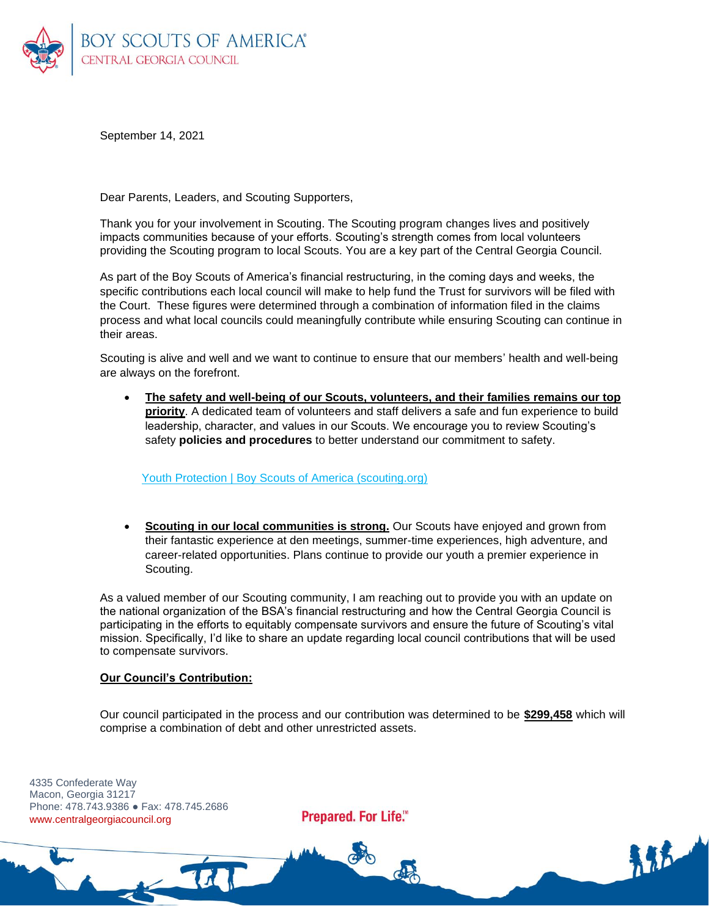BOY SCOUTS OF AMERICA®
CENTRAL GEORGIA COUNCIL

September 14, 2021

Dear Parents, Leaders, and Scouting Supporters,

Thank you for your involvement in Scouting. The Scouting program changes lives and positively impacts communities because of your efforts. Scouting's strength comes from local volunteers providing the Scouting program to local Scouts. You are a key part of the Central Georgia Council.

As part of the Boy Scouts of America's financial restructuring, in the coming days and weeks, the specific contributions each local council will make to help fund the Trust for survivors will be filed with the Court. These figures were determined through a combination of information filed in the claims process and what local councils could meaningfully contribute while ensuring Scouting can continue in their areas.

Scouting is alive and well and we want to continue to ensure that our members' health and well-being are always on the forefront.

- **The safety and well-being of our Scouts, volunteers, and their families remains our top priority**. A dedicated team of volunteers and staff delivers a safe and fun experience to build leadership, character, and values in our Scouts. We encourage you to review Scouting's safety **policies and procedures** to better understand our commitment to safety.

  Youth Protection | Boy Scouts of America (scouting.org)

- **Scouting in our local communities is strong.** Our Scouts have enjoyed and grown from their fantastic experience at den meetings, summer-time experiences, high adventure, and career-related opportunities. Plans continue to provide our youth a premier experience in Scouting.

As a valued member of our Scouting community, I am reaching out to provide you with an update on the national organization of the BSA's financial restructuring and how the Central Georgia Council is participating in the efforts to equitably compensate survivors and ensure the future of Scouting's vital mission. Specifically, I'd like to share an update regarding local council contributions that will be used to compensate survivors.

**Our Council's Contribution:**

Our council participated in the process and our contribution was determined to be **$299,458** which will comprise a combination of debt and other unrestricted assets.

4335 Confederate Way
Macon, Georgia 31217
Phone: 478.743.9386 ● Fax: 478.745.2686
www.centralgeorgiacouncil.org

Prepared. For Life.™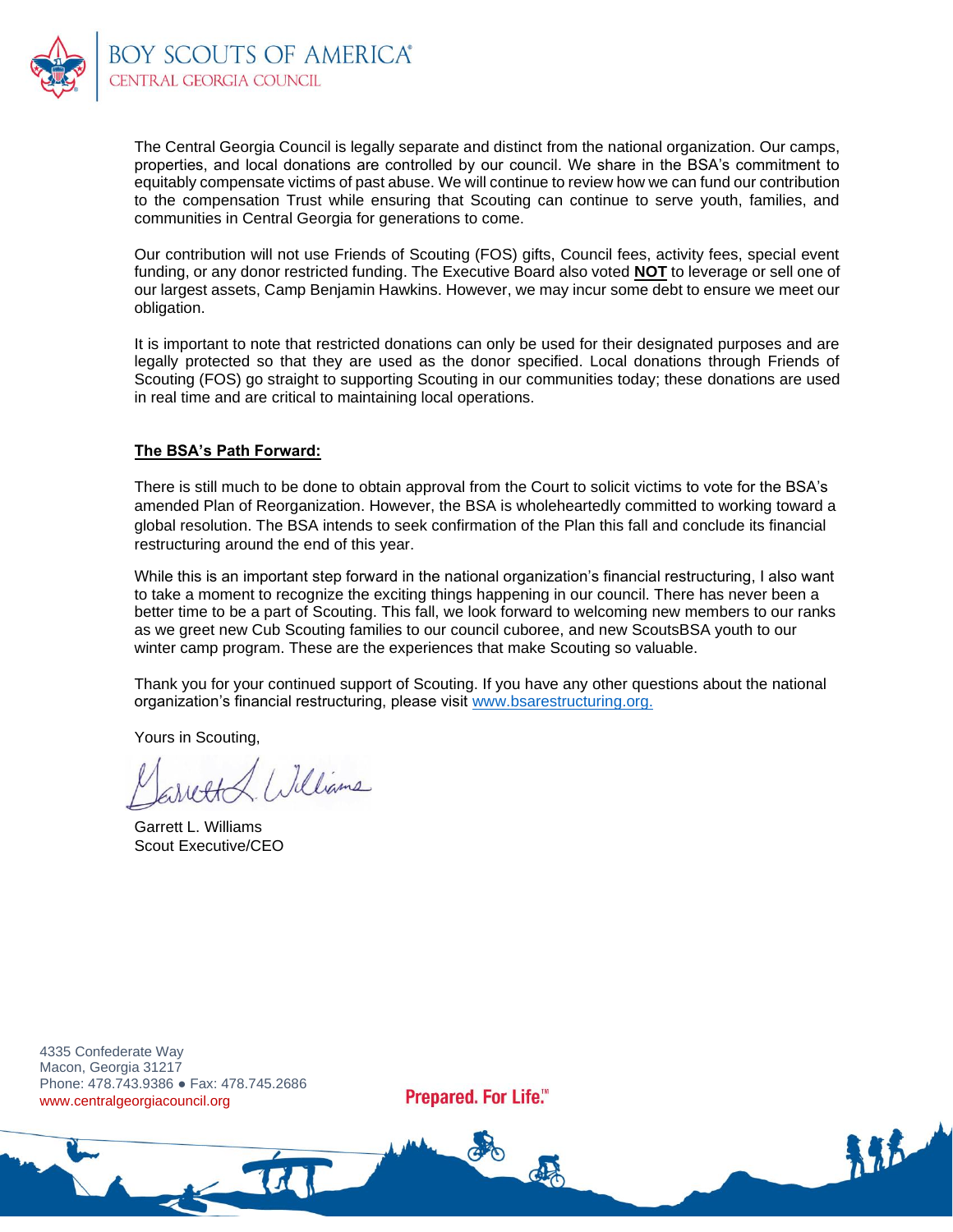The Central Georgia Council is legally separate and distinct from the national organization. Our camps, properties, and local donations are controlled by our council. We share in the BSA's commitment to equitably compensate victims of past abuse. We will continue to review how we can fund our contribution to the compensation Trust while ensuring that Scouting can continue to serve youth, families, and communities in Central Georgia for generations to come.

Our contribution will not use Friends of Scouting (FOS) gifts, Council fees, activity fees, special event funding, or any donor restricted funding. The Executive Board also voted **NOT** to leverage or sell one of our largest assets, Camp Benjamin Hawkins. However, we may incur some debt to ensure we meet our obligation.

It is important to note that restricted donations can only be used for their designated purposes and are legally protected so that they are used as the donor specified. Local donations through Friends of Scouting (FOS) go straight to supporting Scouting in our communities today; these donations are used in real time and are critical to maintaining local operations.

**The BSA's Path Forward:**

There is still much to be done to obtain approval from the Court to solicit victims to vote for the BSA's amended Plan of Reorganization. However, the BSA is wholeheartedly committed to working toward a global resolution. The BSA intends to seek confirmation of the Plan this fall and conclude its financial restructuring around the end of this year.

While this is an important step forward in the national organization's financial restructuring, I also want to take a moment to recognize the exciting things happening in our council. There has never been a better time to be a part of Scouting. This fall, we look forward to welcoming new members to our ranks as we greet new Cub Scouting families to our council cuboree, and new ScoutsBSA youth to our winter camp program. These are the experiences that make Scouting so valuable.

Thank you for your continued support of Scouting. If you have any other questions about the national organization's financial restructuring, please visit www.bsarestructuring.org.

Yours in Scouting,

Garrett L. Williams
Scout Executive/CEO

4335 Confederate Way
Macon, Georgia 31217
Phone: 478.743.9386 ● Fax: 478.745.2686
www.centralgeorgiacouncil.org

Prepared. For Life.™